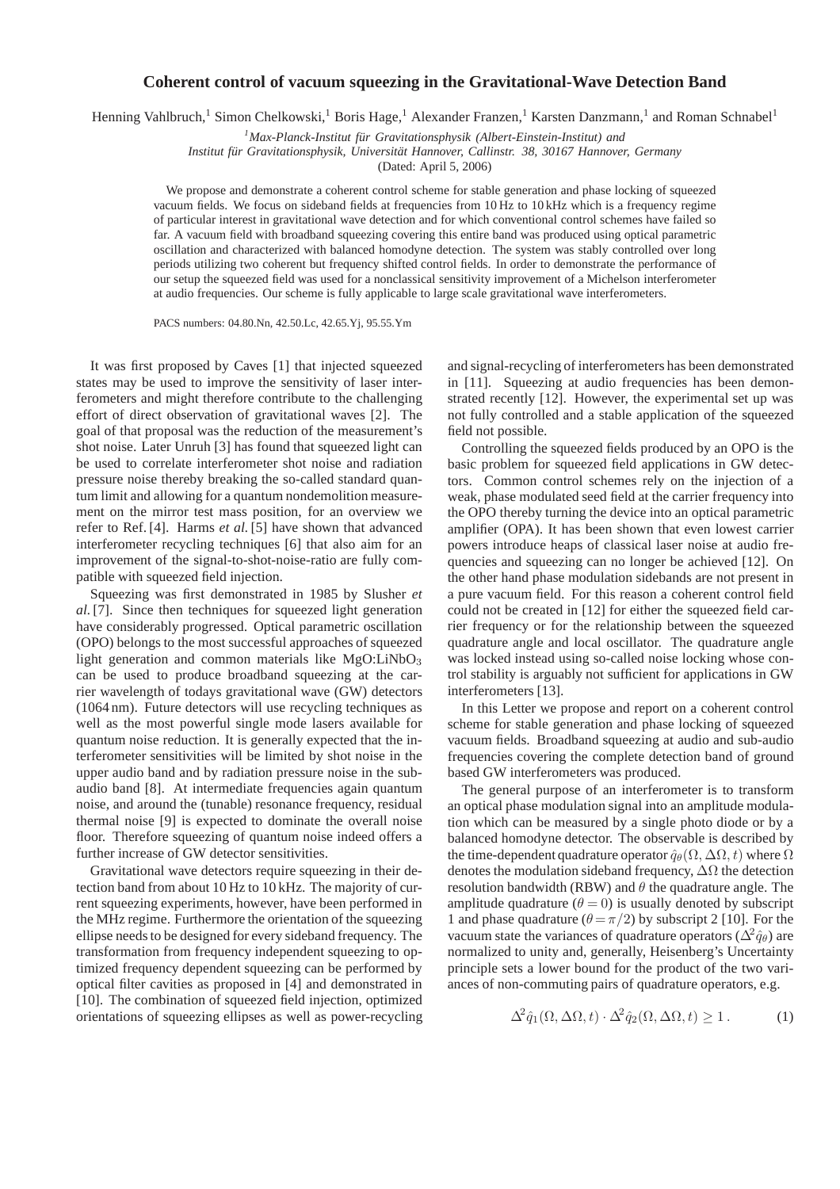# Coherent control of vacuum squeezing in the Gravitational-Wave Detection Band

Henning Vahlbruch,[1] Simon Chelkowski,[1] Boris Hage,[1] Alexander Franzen,[1] Karsten Danzmann,[1] and Roman Schnabel[1]

[1] *Max-Planck-Institut für Gravitationsphysik (Albert-Einstein-Institut) and Institut für Gravitationsphysik, Universität Hannover, Callinstr. 38, 30167 Hannover, Germany*

(Dated: April 5, 2006)

We propose and demonstrate a coherent control scheme for stable generation and phase locking of squeezed vacuum fields. We focus on sideband fields at frequencies from 10 Hz to 10 kHz which is a frequency regime of particular interest in gravitational wave detection and for which conventional control schemes have failed so far. A vacuum field with broadband squeezing covering this entire band was produced using optical parametric oscillation and characterized with balanced homodyne detection. The system was stably controlled over long periods utilizing two coherent but frequency shifted control fields. In order to demonstrate the performance of our setup the squeezed field was used for a nonclassical sensitivity improvement of a Michelson interferometer at audio frequencies. Our scheme is fully applicable to large scale gravitational wave interferometers.

PACS numbers: 04.80.Nn, 42.50.Lc, 42.65.Yj, 95.55.Ym

It was first proposed by Caves [1] that injected squeezed states may be used to improve the sensitivity of laser interferometers and might therefore contribute to the challenging effort of direct observation of gravitational waves [2]. The goal of that proposal was the reduction of the measurement's shot noise. Later Unruh [3] has found that squeezed light can be used to correlate interferometer shot noise and radiation pressure noise thereby breaking the so-called standard quantum limit and allowing for a quantum nondemolition measurement on the mirror test mass position, for an overview we refer to Ref. [4]. Harms *et al.* [5] have shown that advanced interferometer recycling techniques [6] that also aim for an improvement of the signal-to-shot-noise-ratio are fully compatible with squeezed field injection.

Squeezing was first demonstrated in 1985 by Slusher *et al.* [7]. Since then techniques for squeezed light generation have considerably progressed. Optical parametric oscillation (OPO) belongs to the most successful approaches of squeezed light generation and common materials like MgO:$LiNbO_3$ can be used to produce broadband squeezing at the carrier wavelength of todays gravitational wave (GW) detectors (1064 nm). Future detectors will use recycling techniques as well as the most powerful single mode lasers available for quantum noise reduction. It is generally expected that the interferometer sensitivities will be limited by shot noise in the upper audio band and by radiation pressure noise in the sub-audio band [8]. At intermediate frequencies again quantum noise, and around the (tunable) resonance frequency, residual thermal noise [9] is expected to dominate the overall noise floor. Therefore squeezing of quantum noise indeed offers a further increase of GW detector sensitivities.

Gravitational wave detectors require squeezing in their detection band from about 10 Hz to 10 kHz. The majority of current squeezing experiments, however, have been performed in the MHz regime. Furthermore the orientation of the squeezing ellipse needs to be designed for every sideband frequency. The transformation from frequency independent squeezing to optimized frequency dependent squeezing can be performed by optical filter cavities as proposed in [4] and demonstrated in [10]. The combination of squeezed field injection, optimized orientations of squeezing ellipses as well as power-recycling and signal-recycling of interferometers has been demonstrated in [11]. Squeezing at audio frequencies has been demonstrated recently [12]. However, the experimental set up was not fully controlled and a stable application of the squeezed field not possible.

Controlling the squeezed fields produced by an OPO is the basic problem for squeezed field applications in GW detectors. Common control schemes rely on the injection of a weak, phase modulated seed field at the carrier frequency into the OPO thereby turning the device into an optical parametric amplifier (OPA). It has been shown that even lowest carrier powers introduce heaps of classical laser noise at audio frequencies and squeezing can no longer be achieved [12]. On the other hand phase modulation sidebands are not present in a pure vacuum field. For this reason a coherent control field could not be created in [12] for either the squeezed field carrier frequency or for the relationship between the squeezed quadrature angle and local oscillator. The quadrature angle was locked instead using so-called noise locking whose control stability is arguably not sufficient for applications in GW interferometers [13].

In this Letter we propose and report on a coherent control scheme for stable generation and phase locking of squeezed vacuum fields. Broadband squeezing at audio and sub-audio frequencies covering the complete detection band of ground based GW interferometers was produced.

The general purpose of an interferometer is to transform an optical phase modulation signal into an amplitude modulation which can be measured by a single photo diode or by a balanced homodyne detector. The observable is described by the time-dependent quadrature operator $\hat{q}_\theta(\Omega, \Delta\Omega, t)$ where $\Omega$ denotes the modulation sideband frequency, $\Delta\Omega$ the detection resolution bandwidth (RBW) and $\theta$ the quadrature angle. The amplitude quadrature ($\theta = 0$) is usually denoted by subscript 1 and phase quadrature ($\theta = \pi/2$) by subscript 2 [10]. For the vacuum state the variances of quadrature operators ($\Delta^2\hat{q}_\theta$) are normalized to unity and, generally, Heisenberg's Uncertainty principle sets a lower bound for the product of the two variances of non-commuting pairs of quadrature operators, e.g.

$$\Delta^2\hat{q}_1(\Omega, \Delta\Omega, t) \cdot \Delta^2\hat{q}_2(\Omega, \Delta\Omega, t) \geq 1\,. \tag{1}$$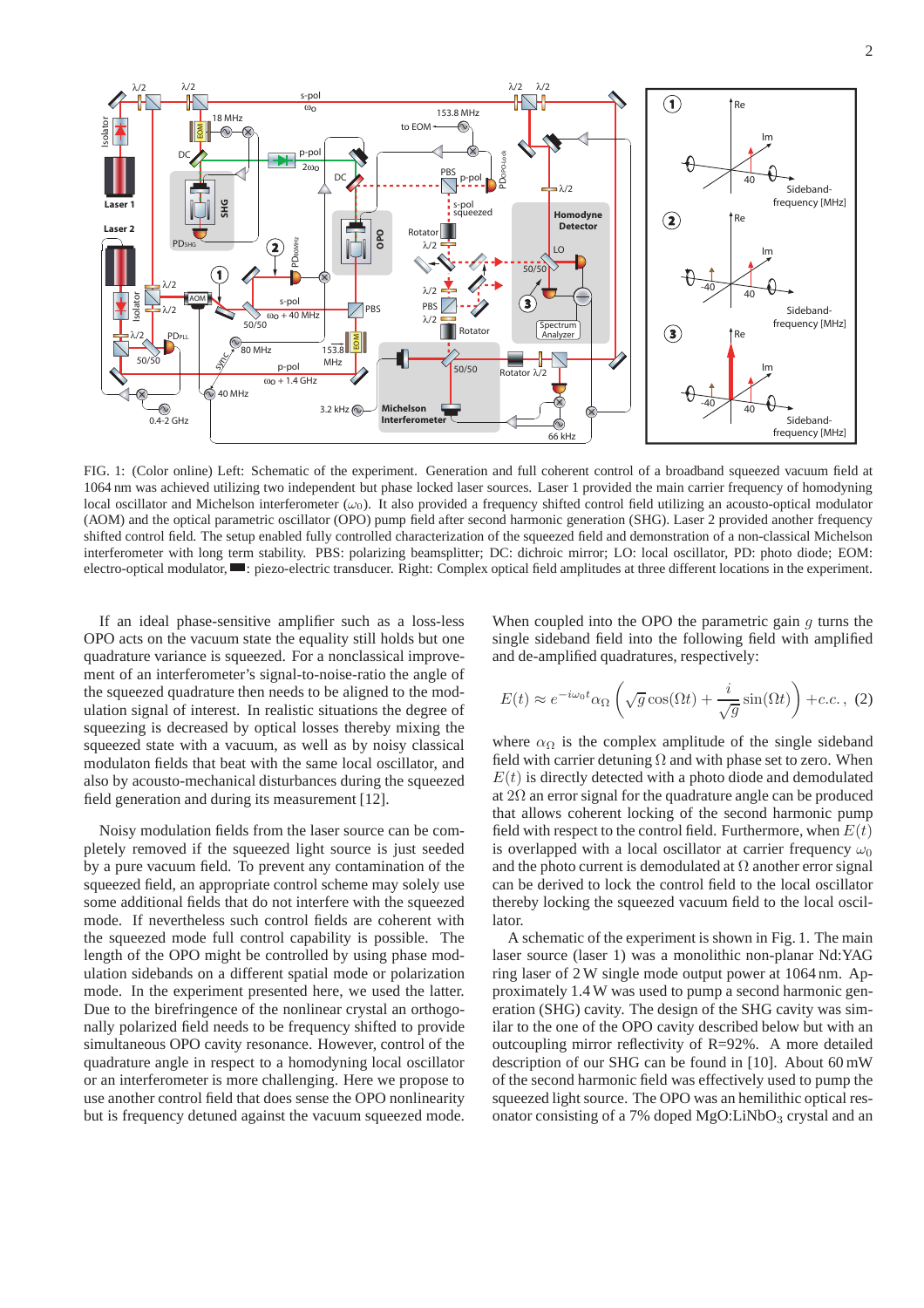FIG. 1: (Color online) Left: Schematic of the experiment. Generation and full coherent control of a broadband squeezed vacuum field at 1064 nm was achieved utilizing two independent but phase locked laser sources. Laser 1 provided the main carrier frequency of homodyning local oscillator and Michelson interferometer ($\omega_0$). It also provided a frequency shifted control field utilizing an acousto-optical modulator (AOM) and the optical parametric oscillator (OPO) pump field after second harmonic generation (SHG). Laser 2 provided another frequency shifted control field. The setup enabled fully controlled characterization of the squeezed field and demonstration of a non-classical Michelson interferometer with long term stability. PBS: polarizing beamsplitter; DC: dichroic mirror; LO: local oscillator, PD: photo diode; EOM: electro-optical modulator, ▬: piezo-electric transducer. Right: Complex optical field amplitudes at three different locations in the experiment.

If an ideal phase-sensitive amplifier such as a loss-less OPO acts on the vacuum state the equality still holds but one quadrature variance is squeezed. For a nonclassical improvement of an interferometer's signal-to-noise-ratio the angle of the squeezed quadrature then needs to be aligned to the modulation signal of interest. In realistic situations the degree of squeezing is decreased by optical losses thereby mixing the squeezed state with a vacuum, as well as by noisy classical modulaton fields that beat with the same local oscillator, and also by acousto-mechanical disturbances during the squeezed field generation and during its measurement [12].

Noisy modulation fields from the laser source can be completely removed if the squeezed light source is just seeded by a pure vacuum field. To prevent any contamination of the squeezed field, an appropriate control scheme may solely use some additional fields that do not interfere with the squeezed mode. If nevertheless such control fields are coherent with the squeezed mode full control capability is possible. The length of the OPO might be controlled by using phase modulation sidebands on a different spatial mode or polarization mode. In the experiment presented here, we used the latter. Due to the birefringence of the nonlinear crystal an orthogonally polarized field needs to be frequency shifted to provide simultaneous OPO cavity resonance. However, control of the quadrature angle in respect to a homodyning local oscillator or an interferometer is more challenging. Here we propose to use another control field that does sense the OPO nonlinearity but is frequency detuned against the vacuum squeezed mode. When coupled into the OPO the parametric gain $g$ turns the single sideband field into the following field with amplified and de-amplified quadratures, respectively:

$$E(t) \approx e^{-i\omega_0 t}\alpha_\Omega \left(\sqrt{g}\cos(\Omega t) + \frac{i}{\sqrt{g}}\sin(\Omega t)\right) + c.c.\,, \quad (2)$$

where $\alpha_\Omega$ is the complex amplitude of the single sideband field with carrier detuning $\Omega$ and with phase set to zero. When $E(t)$ is directly detected with a photo diode and demodulated at $2\Omega$ an error signal for the quadrature angle can be produced that allows coherent locking of the second harmonic pump field with respect to the control field. Furthermore, when $E(t)$ is overlapped with a local oscillator at carrier frequency $\omega_0$ and the photo current is demodulated at $\Omega$ another error signal can be derived to lock the control field to the local oscillator thereby locking the squeezed vacuum field to the local oscillator.

A schematic of the experiment is shown in Fig. 1. The main laser source (laser 1) was a monolithic non-planar Nd:YAG ring laser of 2 W single mode output power at 1064 nm. Approximately 1.4 W was used to pump a second harmonic generation (SHG) cavity. The design of the SHG cavity was similar to the one of the OPO cavity described below but with an outcoupling mirror reflectivity of R=92%. A more detailed description of our SHG can be found in [10]. About 60 mW of the second harmonic field was effectively used to pump the squeezed light source. The OPO was an hemilithic optical resonator consisting of a 7% doped MgO:LiNbO$_3$ crystal and an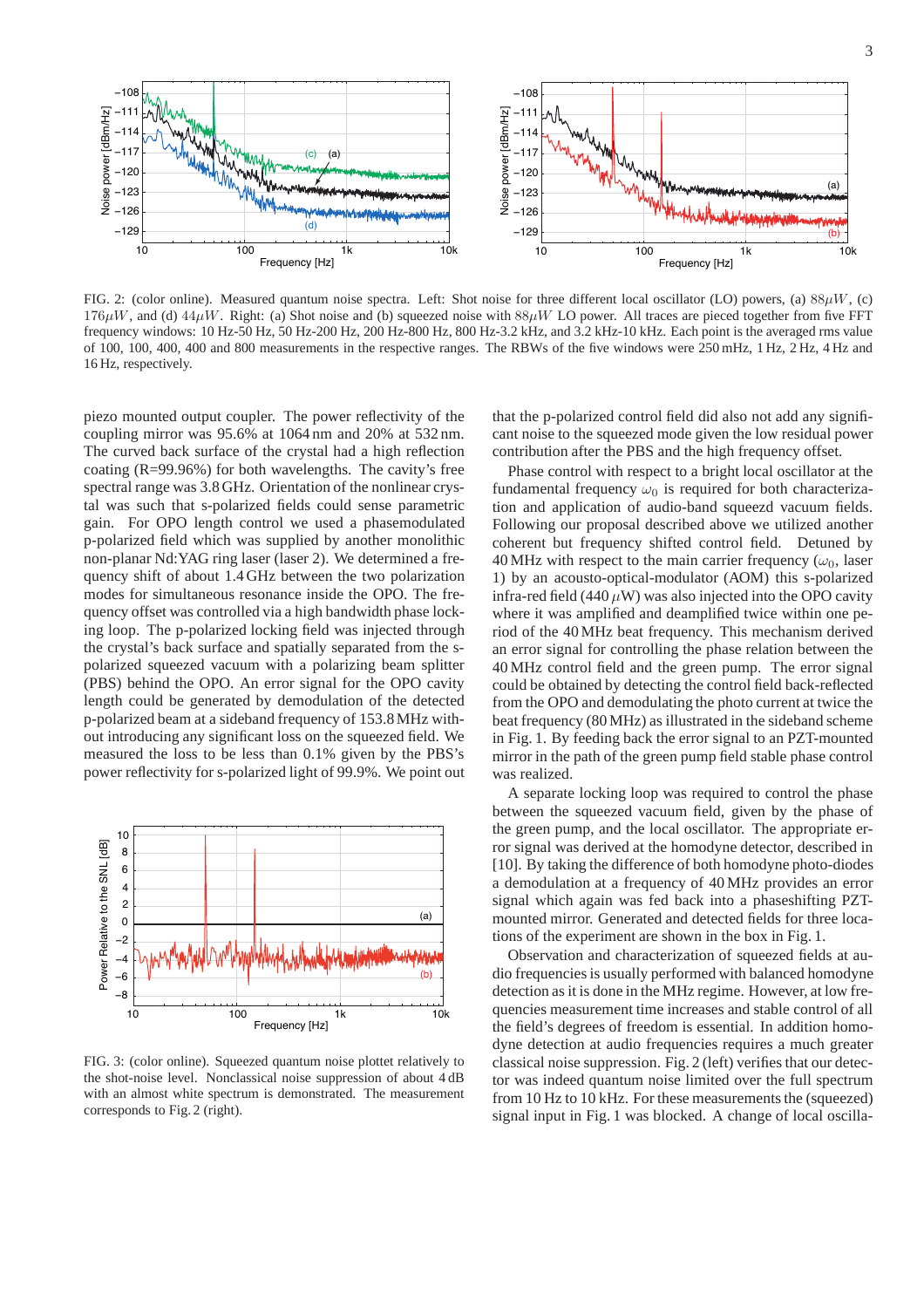FIG. 2: (color online). Measured quantum noise spectra. Left: Shot noise for three different local oscillator (LO) powers, (a) $88\mu W$, (c) $176\mu W$, and (d) $44\mu W$. Right: (a) Shot noise and (b) squeezed noise with $88\mu W$ LO power. All traces are pieced together from five FFT frequency windows: 10 Hz-50 Hz, 50 Hz-200 Hz, 200 Hz-800 Hz, 800 Hz-3.2 kHz, and 3.2 kHz-10 kHz. Each point is the averaged rms value of 100, 100, 400, 400 and 800 measurements in the respective ranges. The RBWs of the five windows were 250 mHz, 1 Hz, 2 Hz, 4 Hz and 16 Hz, respectively.

piezo mounted output coupler. The power reflectivity of the coupling mirror was 95.6% at 1064 nm and 20% at 532 nm. The curved back surface of the crystal had a high reflection coating (R=99.96%) for both wavelengths. The cavity's free spectral range was 3.8 GHz. Orientation of the nonlinear crystal was such that s-polarized fields could sense parametric gain. For OPO length control we used a phasemodulated p-polarized field which was supplied by another monolithic non-planar Nd:YAG ring laser (laser 2). We determined a frequency shift of about 1.4 GHz between the two polarization modes for simultaneous resonance inside the OPO. The frequency offset was controlled via a high bandwidth phase locking loop. The p-polarized locking field was injected through the crystal's back surface and spatially separated from the s-polarized squeezed vacuum with a polarizing beam splitter (PBS) behind the OPO. An error signal for the OPO cavity length control could be generated by demodulation of the detected p-polarized beam at a sideband frequency of 153.8 MHz without introducing any significant loss on the squeezed field. We measured the loss to be less than 0.1% given by the PBS's power reflectivity for s-polarized light of 99.9%. We point out that the p-polarized control field did also not add any significant noise to the squeezed mode given the low residual power contribution after the PBS and the high frequency offset.

FIG. 3: (color online). Squeezed quantum noise plottet relatively to the shot-noise level. Nonclassical noise suppression of about 4 dB with an almost white spectrum is demonstrated. The measurement corresponds to Fig. 2 (right).

Phase control with respect to a bright local oscillator at the fundamental frequency $\omega_0$ is required for both characterization and application of audio-band squeezd vacuum fields. Following our proposal described above we utilized another coherent but frequency shifted control field. Detuned by 40 MHz with respect to the main carrier frequency ($\omega_0$, laser 1) by an acousto-optical-modulator (AOM) this s-polarized infra-red field (440 $\mu$W) was also injected into the OPO cavity where it was amplified and deamplified twice within one period of the 40 MHz beat frequency. This mechanism derived an error signal for controlling the phase relation between the 40 MHz control field and the green pump. The error signal could be obtained by detecting the control field back-reflected from the OPO and demodulating the photo current at twice the beat frequency (80 MHz) as illustrated in the sideband scheme in Fig. 1. By feeding back the error signal to an PZT-mounted mirror in the path of the green pump field stable phase control was realized.

A separate locking loop was required to control the phase between the squeezed vacuum field, given by the phase of the green pump, and the local oscillator. The appropriate error signal was derived at the homodyne detector, described in [10]. By taking the difference of both homodyne photo-diodes a demodulation at a frequency of 40 MHz provides an error signal which again was fed back into a phaseshifting PZT-mounted mirror. Generated and detected fields for three locations of the experiment are shown in the box in Fig. 1.

Observation and characterization of squeezed fields at audio frequencies is usually performed with balanced homodyne detection as it is done in the MHz regime. However, at low frequencies measurement time increases and stable control of all the field's degrees of freedom is essential. In addition homodyne detection at audio frequencies requires a much greater classical noise suppression. Fig. 2 (left) verifies that our detector was indeed quantum noise limited over the full spectrum from 10 Hz to 10 kHz. For these measurements the (squeezed) signal input in Fig. 1 was blocked. A change of local oscilla-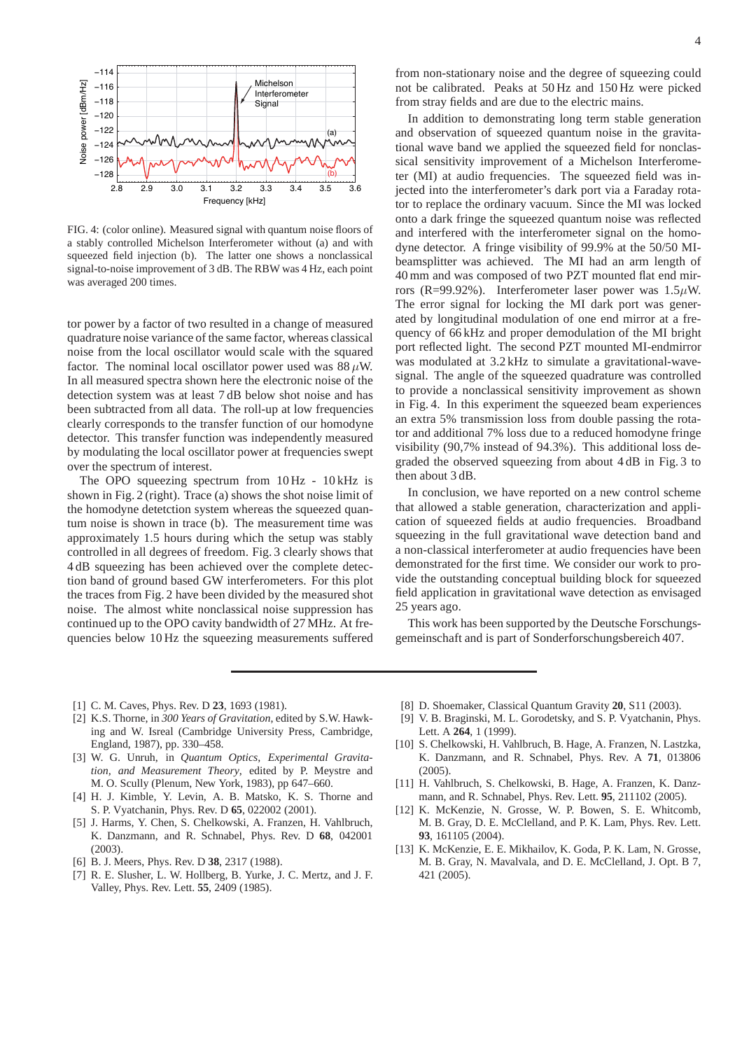Noise power [dBm/Hz]

−114
−116
−118
−120
−122
−124
−126
−128

2.8 2.9 3.0 3.1 3.2 3.3 3.4 3.5 3.6

Frequency [kHz]

Michelson Interferometer Signal

(a)

(b)

FIG. 4: (color online). Measured signal with quantum noise floors of a stably controlled Michelson Interferometer without (a) and with squeezed field injection (b). The latter one shows a nonclassical signal-to-noise improvement of 3 dB. The RBW was 4 Hz, each point was averaged 200 times.

tor power by a factor of two resulted in a change of measured quadrature noise variance of the same factor, whereas classical noise from the local oscillator would scale with the squared factor. The nominal local oscillator power used was 88 $\mu$W. In all measured spectra shown here the electronic noise of the detection system was at least 7 dB below shot noise and has been subtracted from all data. The roll-up at low frequencies clearly corresponds to the transfer function of our homodyne detector. This transfer function was independently measured by modulating the local oscillator power at frequencies swept over the spectrum of interest.

The OPO squeezing spectrum from 10 Hz - 10 kHz is shown in Fig. 2 (right). Trace (a) shows the shot noise limit of the homodyne detetction system whereas the squeezed quantum noise is shown in trace (b). The measurement time was approximately 1.5 hours during which the setup was stably controlled in all degrees of freedom. Fig. 3 clearly shows that 4 dB squeezing has been achieved over the complete detection band of ground based GW interferometers. For this plot the traces from Fig. 2 have been divided by the measured shot noise. The almost white nonclassical noise suppression has continued up to the OPO cavity bandwidth of 27 MHz. At frequencies below 10 Hz the squeezing measurements suffered from non-stationary noise and the degree of squeezing could not be calibrated. Peaks at 50 Hz and 150 Hz were picked from stray fields and are due to the electric mains.

In addition to demonstrating long term stable generation and observation of squeezed quantum noise in the gravitational wave band we applied the squeezed field for nonclassical sensitivity improvement of a Michelson Interferometer (MI) at audio frequencies. The squeezed field was injected into the interferometer's dark port via a Faraday rotator to replace the ordinary vacuum. Since the MI was locked onto a dark fringe the squeezed quantum noise was reflected and interfered with the interferometer signal on the homodyne detector. A fringe visibility of 99.9% at the 50/50 MI-beamsplitter was achieved. The MI had an arm length of 40 mm and was composed of two PZT mounted flat end mirrors (R=99.92%). Interferometer laser power was 1.5 $\mu$W. The error signal for locking the MI dark port was generated by longitudinal modulation of one end mirror at a frequency of 66 kHz and proper demodulation of the MI bright port reflected light. The second PZT mounted MI-endmirror was modulated at 3.2 kHz to simulate a gravitational-wave-signal. The angle of the squeezed quadrature was controlled to provide a nonclassical sensitivity improvement as shown in Fig. 4. In this experiment the squeezed beam experiences an extra 5% transmission loss from double passing the rotator and additional 7% loss due to a reduced homodyne fringe visibility (90,7% instead of 94.3%). This additional loss degraded the observed squeezing from about 4 dB in Fig. 3 to then about 3 dB.

In conclusion, we have reported on a new control scheme that allowed a stable generation, characterization and application of squeezed fields at audio frequencies. Broadband squeezing in the full gravitational wave detection band and a non-classical interferometer at audio frequencies have been demonstrated for the first time. We consider our work to provide the outstanding conceptual building block for squeezed field application in gravitational wave detection as envisaged 25 years ago.

This work has been supported by the Deutsche Forschungsgemeinschaft and is part of Sonderforschungsbereich 407.

---

[1] C. M. Caves, Phys. Rev. D **23**, 1693 (1981).

[2] K.S. Thorne, in *300 Years of Gravitation*, edited by S.W. Hawking and W. Isreal (Cambridge University Press, Cambridge, England, 1987), pp. 330–458.

[3] W. G. Unruh, in *Quantum Optics, Experimental Gravitation, and Measurement Theory*, edited by P. Meystre and M. O. Scully (Plenum, New York, 1983), pp 647–660.

[4] H. J. Kimble, Y. Levin, A. B. Matsko, K. S. Thorne and S. P. Vyatchanin, Phys. Rev. D **65**, 022002 (2001).

[5] J. Harms, Y. Chen, S. Chelkowski, A. Franzen, H. Vahlbruch, K. Danzmann, and R. Schnabel, Phys. Rev. D **68**, 042001 (2003).

[6] B. J. Meers, Phys. Rev. D **38**, 2317 (1988).

[7] R. E. Slusher, L. W. Hollberg, B. Yurke, J. C. Mertz, and J. F. Valley, Phys. Rev. Lett. **55**, 2409 (1985).

[8] D. Shoemaker, Classical Quantum Gravity **20**, S11 (2003).

[9] V. B. Braginski, M. L. Gorodetsky, and S. P. Vyatchanin, Phys. Lett. A **264**, 1 (1999).

[10] S. Chelkowski, H. Vahlbruch, B. Hage, A. Franzen, N. Lastzka, K. Danzmann, and R. Schnabel, Phys. Rev. A **71**, 013806 (2005).

[11] H. Vahlbruch, S. Chelkowski, B. Hage, A. Franzen, K. Danzmann, and R. Schnabel, Phys. Rev. Lett. **95**, 211102 (2005).

[12] K. McKenzie, N. Grosse, W. P. Bowen, S. E. Whitcomb, M. B. Gray, D. E. McClelland, and P. K. Lam, Phys. Rev. Lett. **93**, 161105 (2004).

[13] K. McKenzie, E. E. Mikhailov, K. Goda, P. K. Lam, N. Grosse, M. B. Gray, N. Mavalvala, and D. E. McClelland, J. Opt. B 7, 421 (2005).